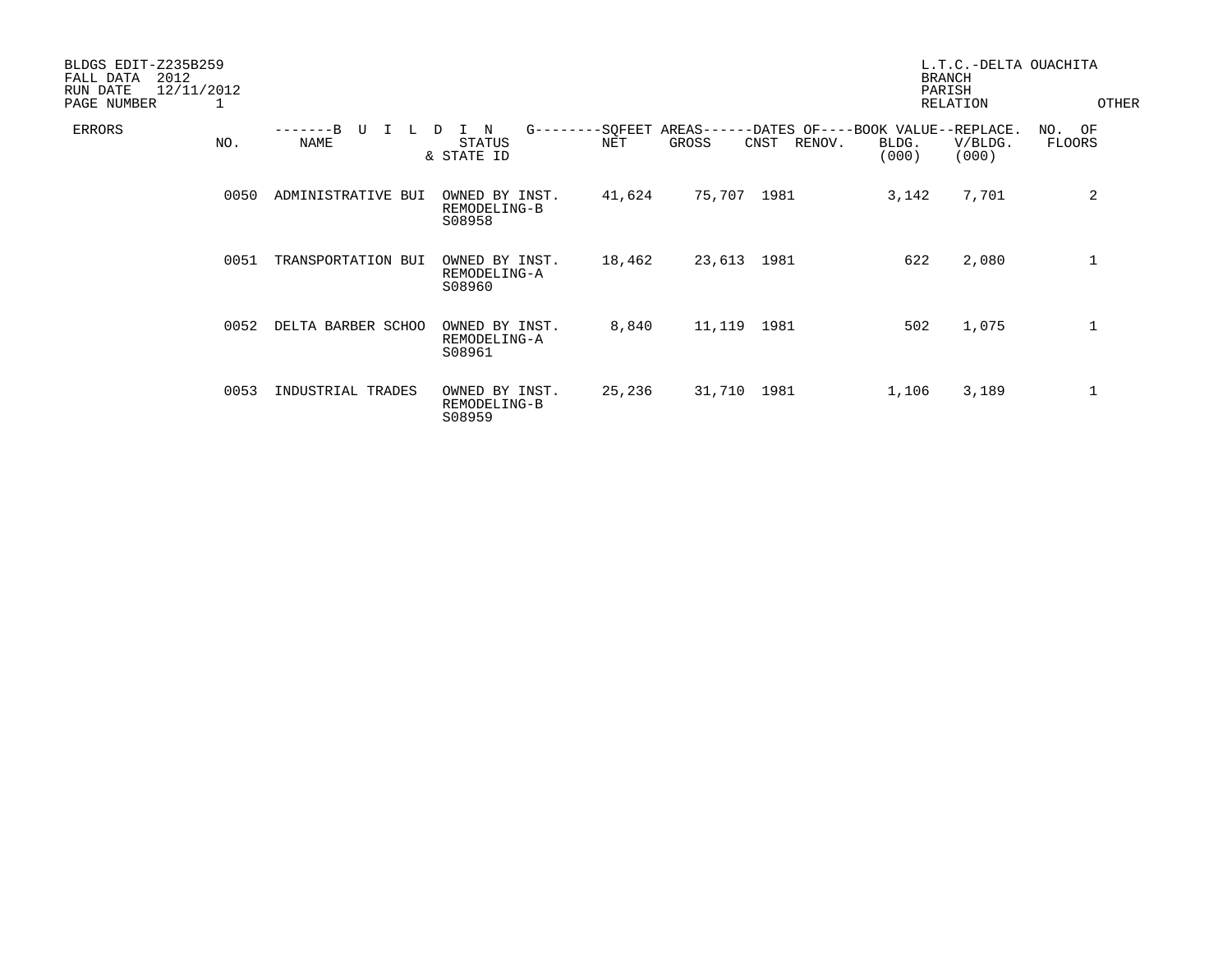BLDGS EDIT-Z235B259
FALL DATA 2012
RUN DATE 12/11/2012
PAGE NUMBER 1

L.T.C.-DELTA OUACHITA
BRANCH
PARISH
RELATION
OTHER

| ERRORS | NO. | NAME | STATUS & STATE ID | NET | GROSS | CNST | RENOV. | BLDG. (000) | V/BLDG. (000) | NO. OF FLOORS |
|---|---|---|---|---|---|---|---|---|---|---|
| | | -------B U I L D I N G-------- | | SQFEET AREAS------ | | DATES OF---- | | BOOK VALUE-- | REPLACE. | |
| | 0050 | ADMINISTRATIVE BUI | OWNED BY INST. REMODELING-B S08958 | 41,624 | 75,707 | 1981 | | 3,142 | 7,701 | 2 |
| | 0051 | TRANSPORTATION BUI | OWNED BY INST. REMODELING-A S08960 | 18,462 | 23,613 | 1981 | | 622 | 2,080 | 1 |
| | 0052 | DELTA BARBER SCHOO | OWNED BY INST. REMODELING-A S08961 | 8,840 | 11,119 | 1981 | | 502 | 1,075 | 1 |
| | 0053 | INDUSTRIAL TRADES | OWNED BY INST. REMODELING-B S08959 | 25,236 | 31,710 | 1981 | | 1,106 | 3,189 | 1 |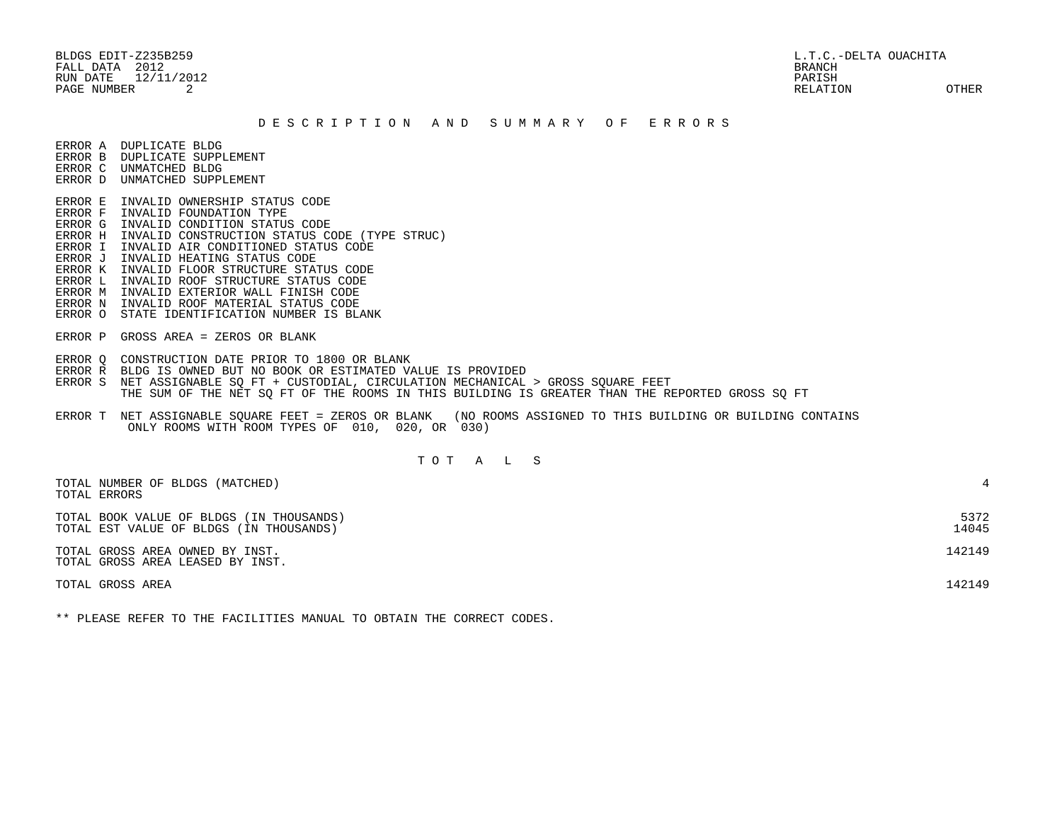BLDGS EDIT-Z235B259
FALL DATA 2012
RUN DATE 12/11/2012
PAGE NUMBER 2

L.T.C.-DELTA OUACHITA
BRANCH
PARISH
RELATION OTHER

## D E S C R I P T I O N A N D S U M M A R Y O F E R R O R S

ERROR A DUPLICATE BLDG
ERROR B DUPLICATE SUPPLEMENT
ERROR C UNMATCHED BLDG
ERROR D UNMATCHED SUPPLEMENT

ERROR E INVALID OWNERSHIP STATUS CODE
ERROR F INVALID FOUNDATION TYPE
ERROR G INVALID CONDITION STATUS CODE
ERROR H INVALID CONSTRUCTION STATUS CODE (TYPE STRUC)
ERROR I INVALID AIR CONDITIONED STATUS CODE
ERROR J INVALID HEATING STATUS CODE
ERROR K INVALID FLOOR STRUCTURE STATUS CODE
ERROR L INVALID ROOF STRUCTURE STATUS CODE
ERROR M INVALID EXTERIOR WALL FINISH CODE
ERROR N INVALID ROOF MATERIAL STATUS CODE
ERROR O STATE IDENTIFICATION NUMBER IS BLANK

ERROR P GROSS AREA = ZEROS OR BLANK

ERROR Q CONSTRUCTION DATE PRIOR TO 1800 OR BLANK
ERROR R BLDG IS OWNED BUT NO BOOK OR ESTIMATED VALUE IS PROVIDED
ERROR S NET ASSIGNABLE SQ FT + CUSTODIAL, CIRCULATION MECHANICAL > GROSS SQUARE FEET
THE SUM OF THE NET SQ FT OF THE ROOMS IN THIS BUILDING IS GREATER THAN THE REPORTED GROSS SQ FT

ERROR T NET ASSIGNABLE SQUARE FEET = ZEROS OR BLANK (NO ROOMS ASSIGNED TO THIS BUILDING OR BUILDING CONTAINS ONLY ROOMS WITH ROOM TYPES OF 010, 020, OR 030)

## T O T A L S

| | |
|---|---|
| TOTAL NUMBER OF BLDGS (MATCHED) | 4 |
| TOTAL ERRORS | |
| TOTAL BOOK VALUE OF BLDGS (IN THOUSANDS) | 5372 |
| TOTAL EST VALUE OF BLDGS (IN THOUSANDS) | 14045 |
| TOTAL GROSS AREA OWNED BY INST. | 142149 |
| TOTAL GROSS AREA LEASED BY INST. | |
| TOTAL GROSS AREA | 142149 |

** PLEASE REFER TO THE FACILITIES MANUAL TO OBTAIN THE CORRECT CODES.